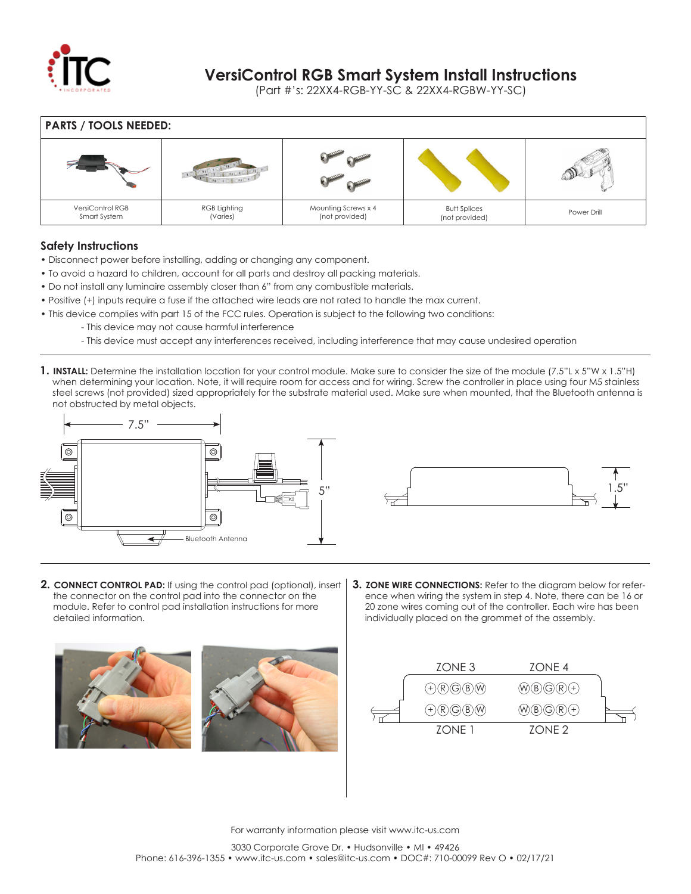# VersiControl RGB Smart System Install Instructions

(Part #'s: 22XX4-RGB-YY-SC & 22XX4-RGBW-YY-SC)

## PARTS / TOOLS NEEDED:

| VersiControl RGB Smart System | RGB Lighting (Varies) | Mounting Screws x 4 (not provided) | Butt Splices (not provided) | Power Drill |
|---|---|---|---|---|

## Safety Instructions

- Disconnect power before installing, adding or changing any component.
- To avoid a hazard to children, account for all parts and destroy all packing materials.
- Do not install any luminaire assembly closer than 6" from any combustible materials.
- Positive (+) inputs require a fuse if the attached wire leads are not rated to handle the max current.
- This device complies with part 15 of the FCC rules. Operation is subject to the following two conditions:
  - This device may not cause harmful interference
  - This device must accept any interferences received, including interference that may cause undesired operation

**1. INSTALL:** Determine the installation location for your control module. Make sure to consider the size of the module (7.5"L x 5"W x 1.5"H) when determining your location. Note, it will require room for access and for wiring. Screw the controller in place using four M5 stainless steel screws (not provided) sized appropriately for the substrate material used. Make sure when mounted, that the Bluetooth antenna is not obstructed by metal objects.

7.5" 5" 1.5" Bluetooth Antenna

**2. CONNECT CONTROL PAD:** If using the control pad (optional), insert the connector on the control pad into the connector on the module. Refer to control pad installation instructions for more detailed information.

**3. ZONE WIRE CONNECTIONS:** Refer to the diagram below for reference when wiring the system in step 4. Note, there can be 16 or 20 zone wires coming out of the controller. Each wire has been individually placed on the grommet of the assembly.

| ZONE 3 | ZONE 4 |
|---|---|
| + R G B W | W B G R + |
| + R G B W | W B G R + |
| ZONE 1 | ZONE 2 |

For warranty information please visit www.itc-us.com

3030 Corporate Grove Dr. • Hudsonville • MI • 49426
Phone: 616-396-1355 • www.itc-us.com • sales@itc-us.com • DOC#: 710-00099 Rev O • 02/17/21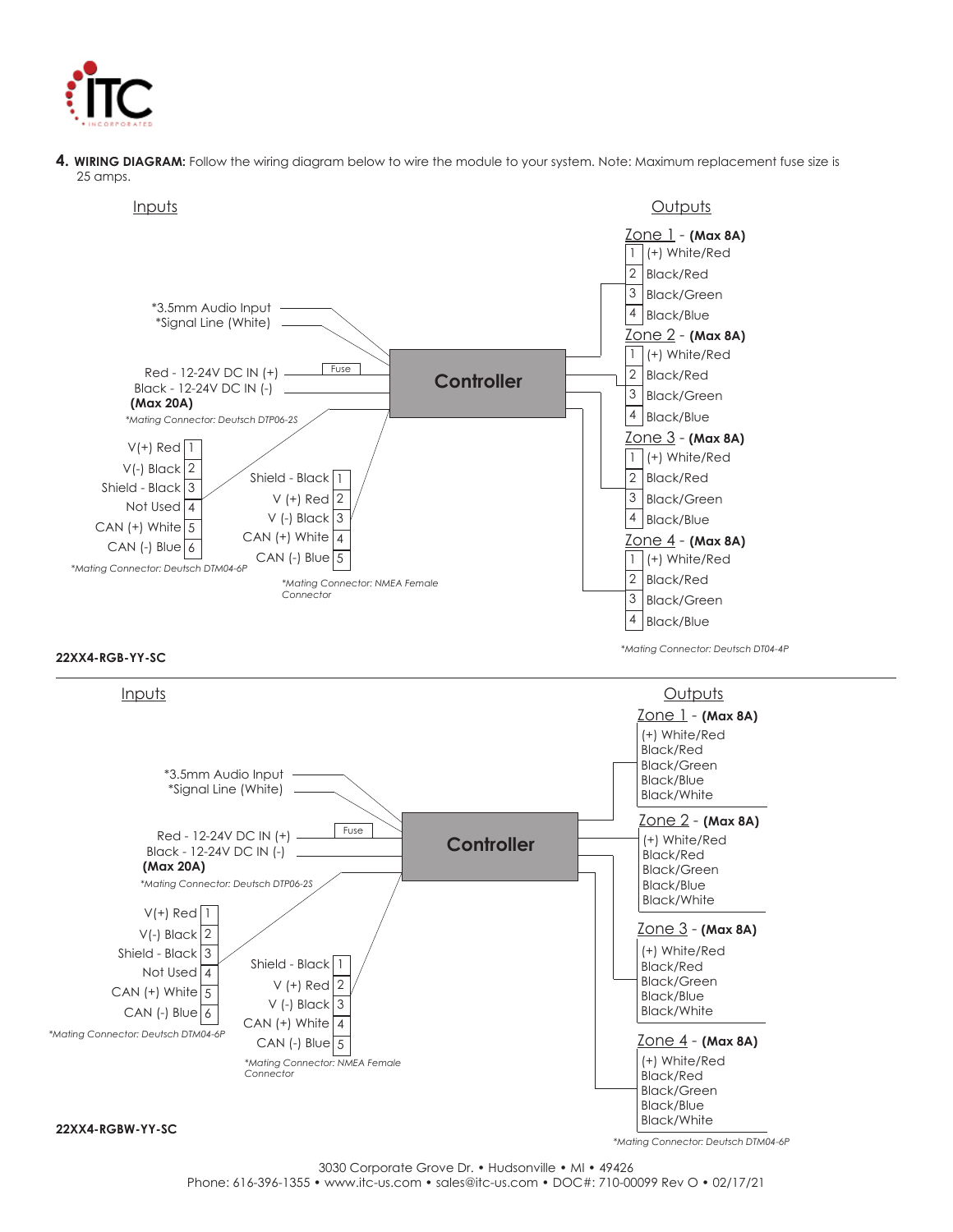**4. WIRING DIAGRAM:** Follow the wiring diagram below to wire the module to your system. Note: Maximum replacement fuse size is 25 amps.

**22XX4-RGB-YY-SC**

Inputs

- *3.5mm Audio Input
- *Signal Line (White)
- Red - 12-24V DC IN (+) (Fuse)
- Black - 12-24V DC IN (-)
- **(Max 20A)**
- *Mating Connector: Deutsch DTP06-2S*

| Pin | Function |
|---|---|
| 1 | V(+) Red |
| 2 | V(-) Black |
| 3 | Shield - Black |
| 4 | Not Used |
| 5 | CAN (+) White |
| 6 | CAN (-) Blue |

*Mating Connector: Deutsch DTM04-6P*

| Pin | Function |
|---|---|
| 1 | Shield - Black |
| 2 | V (+) Red |
| 3 | V (-) Black |
| 4 | CAN (+) White |
| 5 | CAN (-) Blue |

*Mating Connector: NMEA Female Connector*

Controller

Outputs

Zone 1 - **(Max 8A)**

| Pin | Wire |
|---|---|
| 1 | (+) White/Red |
| 2 | Black/Red |
| 3 | Black/Green |
| 4 | Black/Blue |

Zone 2 - **(Max 8A)**

| Pin | Wire |
|---|---|
| 1 | (+) White/Red |
| 2 | Black/Red |
| 3 | Black/Green |
| 4 | Black/Blue |

Zone 3 - **(Max 8A)**

| Pin | Wire |
|---|---|
| 1 | (+) White/Red |
| 2 | Black/Red |
| 3 | Black/Green |
| 4 | Black/Blue |

Zone 4 - **(Max 8A)**

| Pin | Wire |
|---|---|
| 1 | (+) White/Red |
| 2 | Black/Red |
| 3 | Black/Green |
| 4 | Black/Blue |

*Mating Connector: Deutsch DT04-4P*

---

**22XX4-RGBW-YY-SC**

Inputs

- *3.5mm Audio Input
- *Signal Line (White)
- Red - 12-24V DC IN (+) (Fuse)
- Black - 12-24V DC IN (-)
- **(Max 20A)**
- *Mating Connector: Deutsch DTP06-2S*

| Pin | Function |
|---|---|
| 1 | V(+) Red |
| 2 | V(-) Black |
| 3 | Shield - Black |
| 4 | Not Used |
| 5 | CAN (+) White |
| 6 | CAN (-) Blue |

*Mating Connector: Deutsch DTM04-6P*

| Pin | Function |
|---|---|
| 1 | Shield - Black |
| 2 | V (+) Red |
| 3 | V (-) Black |
| 4 | CAN (+) White |
| 5 | CAN (-) Blue |

*Mating Connector: NMEA Female Connector*

Controller

Outputs

Zone 1 - **(Max 8A)**
- (+) White/Red
- Black/Red
- Black/Green
- Black/Blue
- Black/White

Zone 2 - **(Max 8A)**
- (+) White/Red
- Black/Red
- Black/Green
- Black/Blue
- Black/White

Zone 3 - **(Max 8A)**
- (+) White/Red
- Black/Red
- Black/Green
- Black/Blue
- Black/White

Zone 4 - **(Max 8A)**
- (+) White/Red
- Black/Red
- Black/Green
- Black/Blue
- Black/White

*Mating Connector: Deutsch DTM04-6P*

3030 Corporate Grove Dr. • Hudsonville • MI • 49426
Phone: 616-396-1355 • www.itc-us.com • sales@itc-us.com • DOC#: 710-00099 Rev O • 02/17/21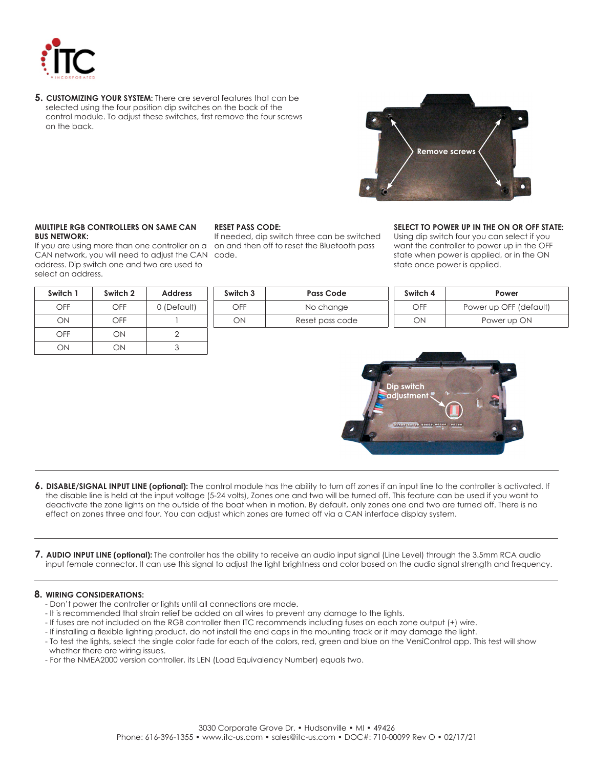**5. CUSTOMIZING YOUR SYSTEM:** There are several features that can be selected using the four position dip switches on the back of the control module. To adjust these switches, first remove the four screws on the back.

**MULTIPLE RGB CONTROLLERS ON SAME CAN BUS NETWORK:**
If you are using more than one controller on a CAN network, you will need to adjust the CAN address. Dip switch one and two are used to select an address.

| Switch 1 | Switch 2 | Address |
|---|---|---|
| OFF | OFF | 0 (Default) |
| ON | OFF | 1 |
| OFF | ON | 2 |
| ON | ON | 3 |

**RESET PASS CODE:**
If needed, dip switch three can be switched on and then off to reset the Bluetooth pass code.

| Switch 3 | Pass Code |
|---|---|
| OFF | No change |
| ON | Reset pass code |

**SELECT TO POWER UP IN THE ON OR OFF STATE:**
Using dip switch four you can select if you want the controller to power up in the OFF state when power is applied, or in the ON state once power is applied.

| Switch 4 | Power |
|---|---|
| OFF | Power up OFF (default) |
| ON | Power up ON |

**6. DISABLE/SIGNAL INPUT LINE (optional):** The control module has the ability to turn off zones if an input line to the controller is activated. If the disable line is held at the input voltage (5-24 volts), Zones one and two will be turned off. This feature can be used if you want to deactivate the zone lights on the outside of the boat when in motion. By default, only zones one and two are turned off. There is no effect on zones three and four. You can adjust which zones are turned off via a CAN interface display system.

**7. AUDIO INPUT LINE (optional):** The controller has the ability to receive an audio input signal (Line Level) through the 3.5mm RCA audio input female connector. It can use this signal to adjust the light brightness and color based on the audio signal strength and frequency.

**8. WIRING CONSIDERATIONS:**

- Don't power the controller or lights until all connections are made.
- It is recommended that strain relief be added on all wires to prevent any damage to the lights.
- If fuses are not included on the RGB controller then ITC recommends including fuses on each zone output (+) wire.
- If installing a flexible lighting product, do not install the end caps in the mounting track or it may damage the light.
- To test the lights, select the single color fade for each of the colors, red, green and blue on the VersiControl app. This test will show whether there are wiring issues.
- For the NMEA2000 version controller, its LEN (Load Equivalency Number) equals two.

3030 Corporate Grove Dr. • Hudsonville • MI • 49426
Phone: 616-396-1355 • www.itc-us.com • sales@itc-us.com • DOC#: 710-00099 Rev O • 02/17/21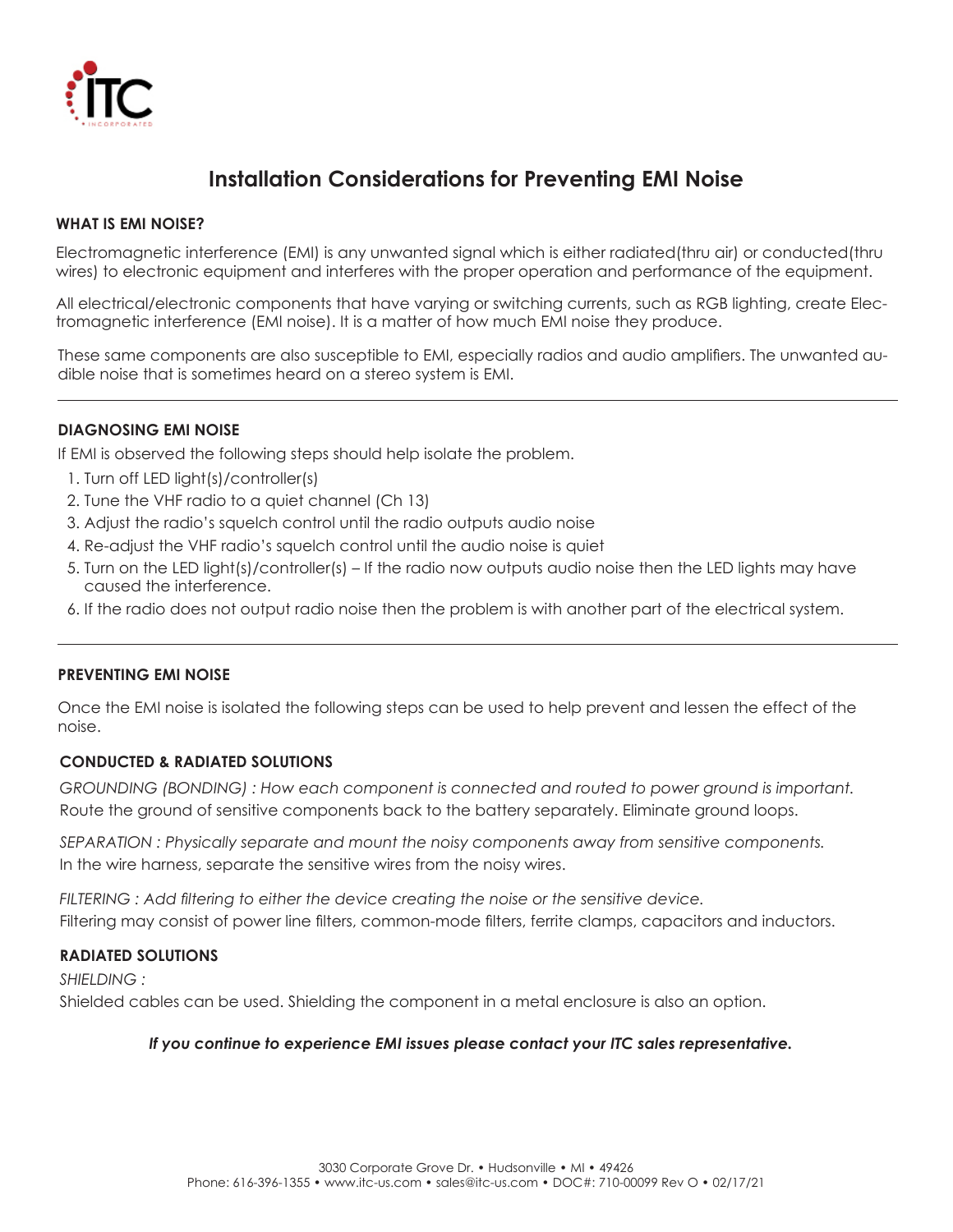# Installation Considerations for Preventing EMI Noise

## WHAT IS EMI NOISE?

Electromagnetic interference (EMI) is any unwanted signal which is either radiated(thru air) or conducted(thru wires) to electronic equipment and interferes with the proper operation and performance of the equipment.

All electrical/electronic components that have varying or switching currents, such as RGB lighting, create Electromagnetic interference (EMI noise). It is a matter of how much EMI noise they produce.

These same components are also susceptible to EMI, especially radios and audio amplifiers. The unwanted audible noise that is sometimes heard on a stereo system is EMI.

---

## DIAGNOSING EMI NOISE

If EMI is observed the following steps should help isolate the problem.

1. Turn off LED light(s)/controller(s)
2. Tune the VHF radio to a quiet channel (Ch 13)
3. Adjust the radio's squelch control until the radio outputs audio noise
4. Re-adjust the VHF radio's squelch control until the audio noise is quiet
5. Turn on the LED light(s)/controller(s) – If the radio now outputs audio noise then the LED lights may have caused the interference.
6. If the radio does not output radio noise then the problem is with another part of the electrical system.

---

## PREVENTING EMI NOISE

Once the EMI noise is isolated the following steps can be used to help prevent and lessen the effect of the noise.

### CONDUCTED & RADIATED SOLUTIONS

*GROUNDING (BONDING) : How each component is connected and routed to power ground is important.*
Route the ground of sensitive components back to the battery separately. Eliminate ground loops.

*SEPARATION : Physically separate and mount the noisy components away from sensitive components.*
In the wire harness, separate the sensitive wires from the noisy wires.

*FILTERING : Add filtering to either the device creating the noise or the sensitive device.*
Filtering may consist of power line filters, common-mode filters, ferrite clamps, capacitors and inductors.

### RADIATED SOLUTIONS

*SHIELDING :*
Shielded cables can be used. Shielding the component in a metal enclosure is also an option.

***If you continue to experience EMI issues please contact your ITC sales representative.***

3030 Corporate Grove Dr. • Hudsonville • MI • 49426
Phone: 616-396-1355 • www.itc-us.com • sales@itc-us.com • DOC#: 710-00099 Rev O • 02/17/21